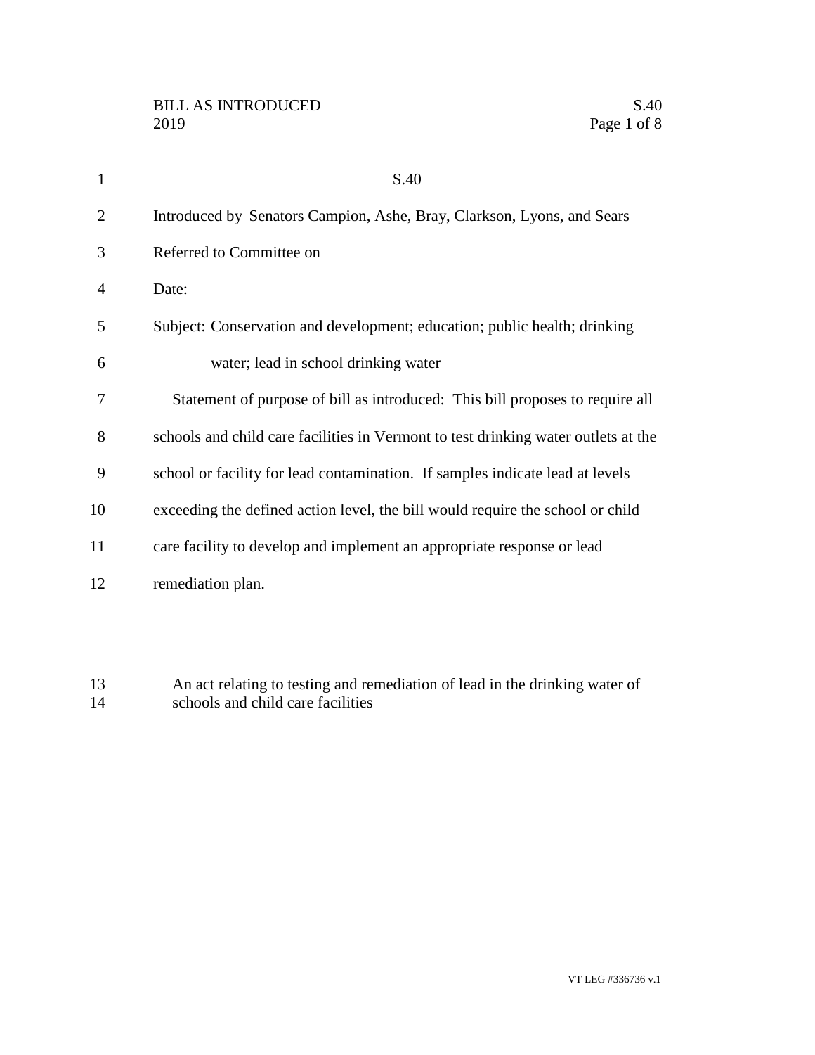# S.40

Introduced by Senators Campion, Ashe, Bray, Clarkson, Lyons, and Sears

Referred to Committee on

Date:

Subject: Conservation and development; education; public health; drinking water; lead in school drinking water

Statement of purpose of bill as introduced: This bill proposes to require all schools and child care facilities in Vermont to test drinking water outlets at the school or facility for lead contamination. If samples indicate lead at levels exceeding the defined action level, the bill would require the school or child care facility to develop and implement an appropriate response or lead remediation plan.

An act relating to testing and remediation of lead in the drinking water of schools and child care facilities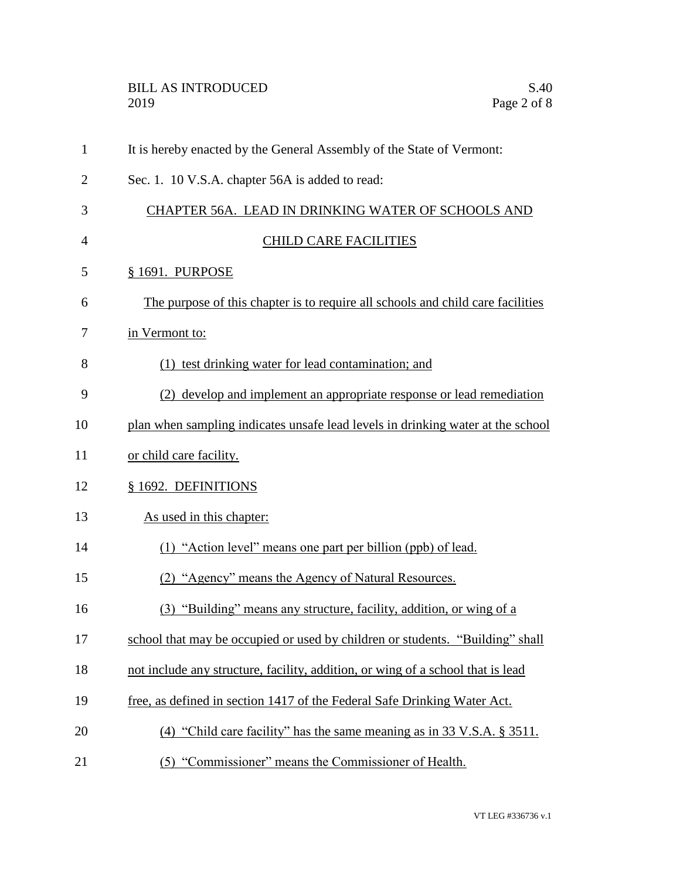It is hereby enacted by the General Assembly of the State of Vermont:

Sec. 1. 10 V.S.A. chapter 56A is added to read:

## CHAPTER 56A. LEAD IN DRINKING WATER OF SCHOOLS AND CHILD CARE FACILITIES

### § 1691. PURPOSE

The purpose of this chapter is to require all schools and child care facilities in Vermont to:

(1) test drinking water for lead contamination; and

(2) develop and implement an appropriate response or lead remediation plan when sampling indicates unsafe lead levels in drinking water at the school or child care facility.

### § 1692. DEFINITIONS

As used in this chapter:

(1) "Action level" means one part per billion (ppb) of lead.

(2) "Agency" means the Agency of Natural Resources.

(3) "Building" means any structure, facility, addition, or wing of a school that may be occupied or used by children or students. "Building" shall not include any structure, facility, addition, or wing of a school that is lead free, as defined in section 1417 of the Federal Safe Drinking Water Act.

(4) "Child care facility" has the same meaning as in 33 V.S.A. § 3511.

(5) "Commissioner" means the Commissioner of Health.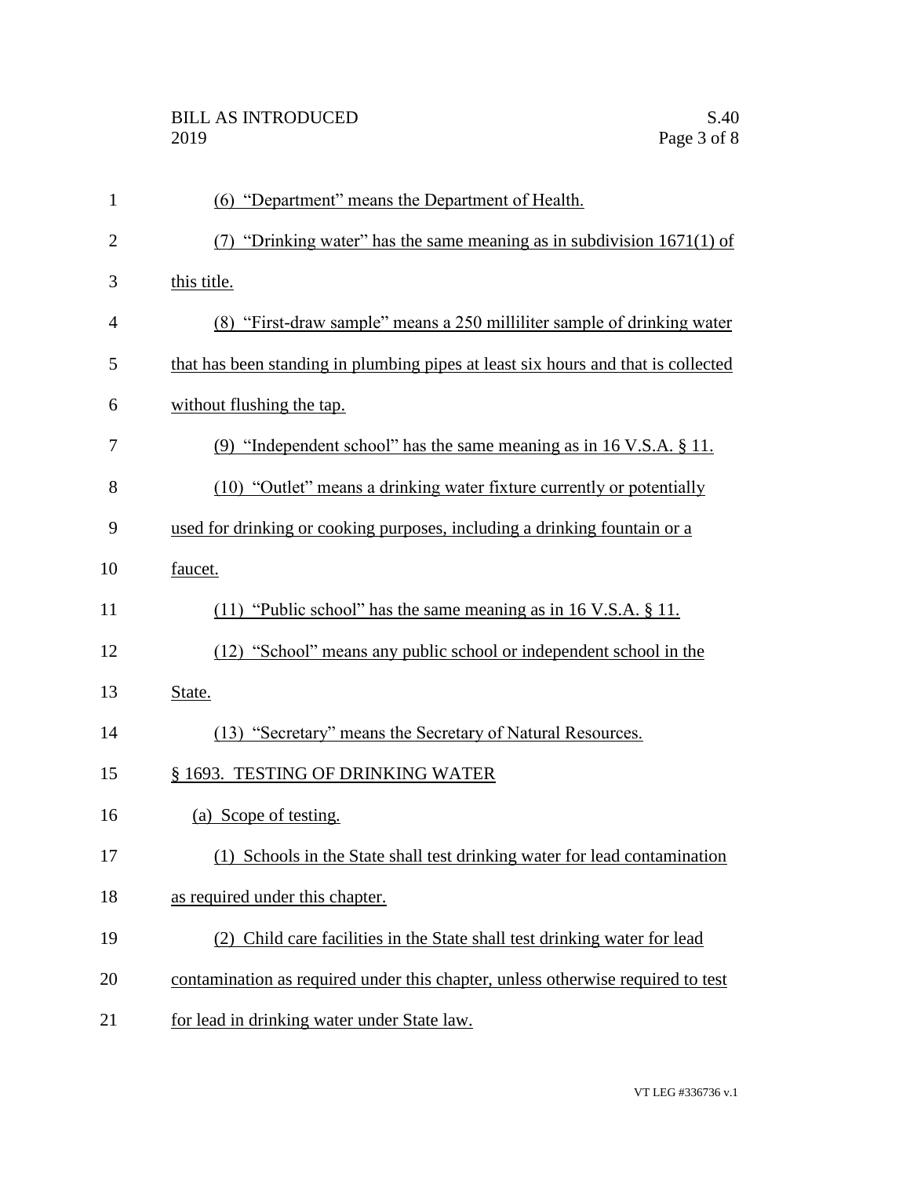(6) "Department" means the Department of Health.

(7) "Drinking water" has the same meaning as in subdivision 1671(1) of this title.

(8) "First-draw sample" means a 250 milliliter sample of drinking water that has been standing in plumbing pipes at least six hours and that is collected without flushing the tap.

(9) "Independent school" has the same meaning as in 16 V.S.A. § 11.

(10) "Outlet" means a drinking water fixture currently or potentially used for drinking or cooking purposes, including a drinking fountain or a faucet.

(11) "Public school" has the same meaning as in 16 V.S.A. § 11.

(12) "School" means any public school or independent school in the State.

(13) "Secretary" means the Secretary of Natural Resources.

§ 1693. TESTING OF DRINKING WATER

(a) Scope of testing.

(1) Schools in the State shall test drinking water for lead contamination as required under this chapter.

(2) Child care facilities in the State shall test drinking water for lead contamination as required under this chapter, unless otherwise required to test for lead in drinking water under State law.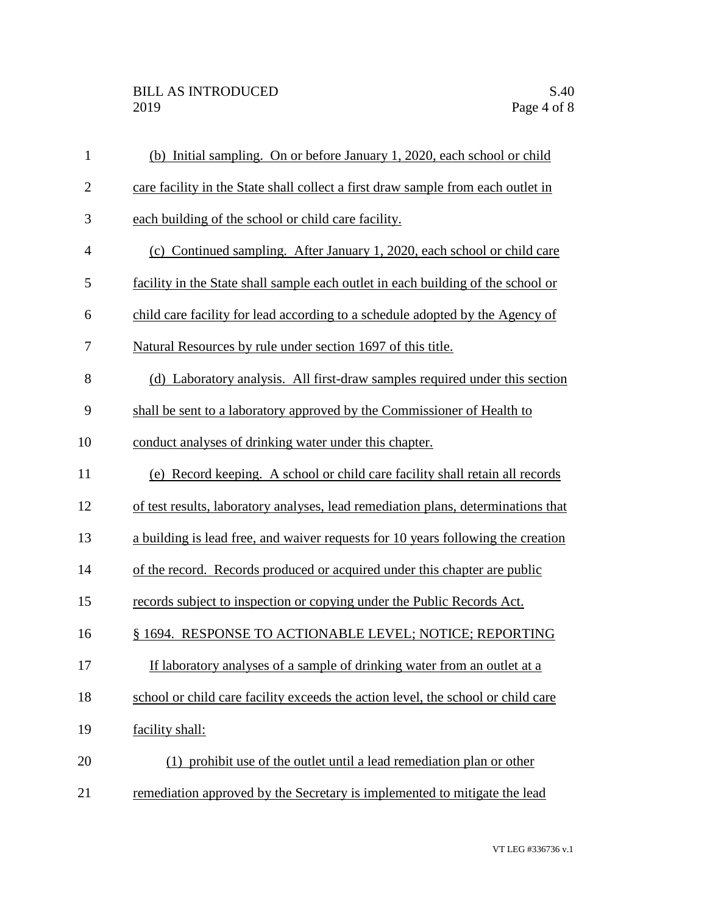(b) Initial sampling. On or before January 1, 2020, each school or child care facility in the State shall collect a first draw sample from each outlet in each building of the school or child care facility.

(c) Continued sampling. After January 1, 2020, each school or child care facility in the State shall sample each outlet in each building of the school or child care facility for lead according to a schedule adopted by the Agency of Natural Resources by rule under section 1697 of this title.

(d) Laboratory analysis. All first-draw samples required under this section shall be sent to a laboratory approved by the Commissioner of Health to conduct analyses of drinking water under this chapter.

(e) Record keeping. A school or child care facility shall retain all records of test results, laboratory analyses, lead remediation plans, determinations that a building is lead free, and waiver requests for 10 years following the creation of the record. Records produced or acquired under this chapter are public records subject to inspection or copying under the Public Records Act.

§ 1694. RESPONSE TO ACTIONABLE LEVEL; NOTICE; REPORTING

If laboratory analyses of a sample of drinking water from an outlet at a school or child care facility exceeds the action level, the school or child care facility shall:

(1) prohibit use of the outlet until a lead remediation plan or other remediation approved by the Secretary is implemented to mitigate the lead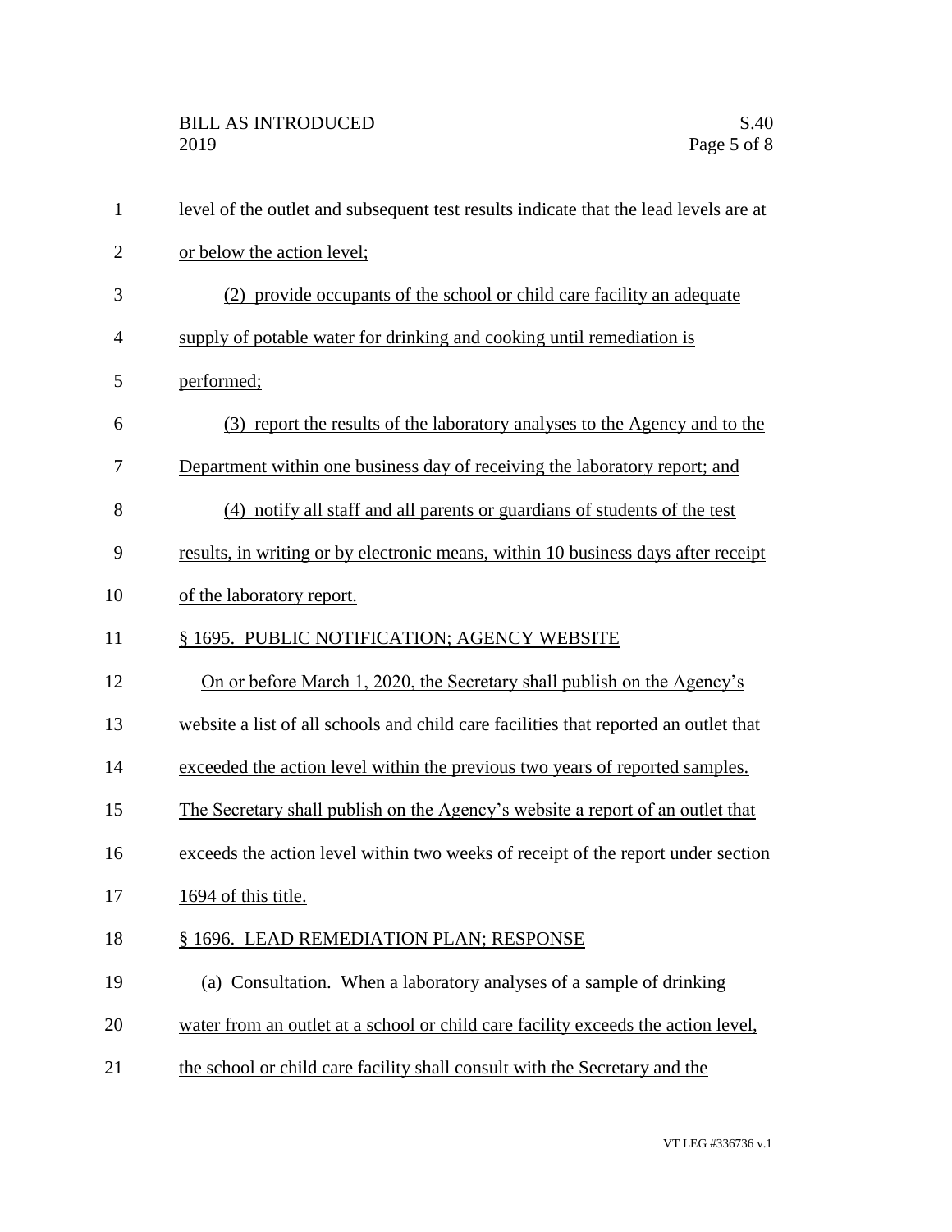level of the outlet and subsequent test results indicate that the lead levels are at or below the action level;

(2) provide occupants of the school or child care facility an adequate supply of potable water for drinking and cooking until remediation is performed;

(3) report the results of the laboratory analyses to the Agency and to the Department within one business day of receiving the laboratory report; and

(4) notify all staff and all parents or guardians of students of the test results, in writing or by electronic means, within 10 business days after receipt of the laboratory report.

§ 1695. PUBLIC NOTIFICATION; AGENCY WEBSITE

On or before March 1, 2020, the Secretary shall publish on the Agency's website a list of all schools and child care facilities that reported an outlet that exceeded the action level within the previous two years of reported samples. The Secretary shall publish on the Agency's website a report of an outlet that exceeds the action level within two weeks of receipt of the report under section 1694 of this title.

§ 1696. LEAD REMEDIATION PLAN; RESPONSE

(a) Consultation. When a laboratory analyses of a sample of drinking water from an outlet at a school or child care facility exceeds the action level, the school or child care facility shall consult with the Secretary and the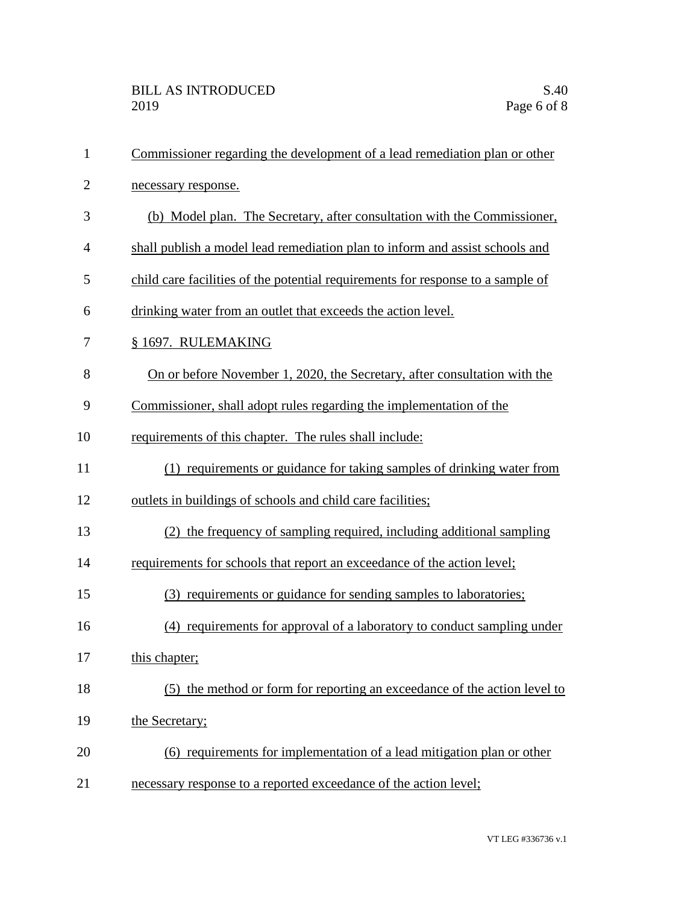Commissioner regarding the development of a lead remediation plan or other necessary response.

(b) Model plan. The Secretary, after consultation with the Commissioner, shall publish a model lead remediation plan to inform and assist schools and child care facilities of the potential requirements for response to a sample of drinking water from an outlet that exceeds the action level.

§ 1697. RULEMAKING

On or before November 1, 2020, the Secretary, after consultation with the Commissioner, shall adopt rules regarding the implementation of the requirements of this chapter. The rules shall include:

(1) requirements or guidance for taking samples of drinking water from outlets in buildings of schools and child care facilities;

(2) the frequency of sampling required, including additional sampling requirements for schools that report an exceedance of the action level;

(3) requirements or guidance for sending samples to laboratories;

(4) requirements for approval of a laboratory to conduct sampling under this chapter;

(5) the method or form for reporting an exceedance of the action level to the Secretary;

(6) requirements for implementation of a lead mitigation plan or other necessary response to a reported exceedance of the action level;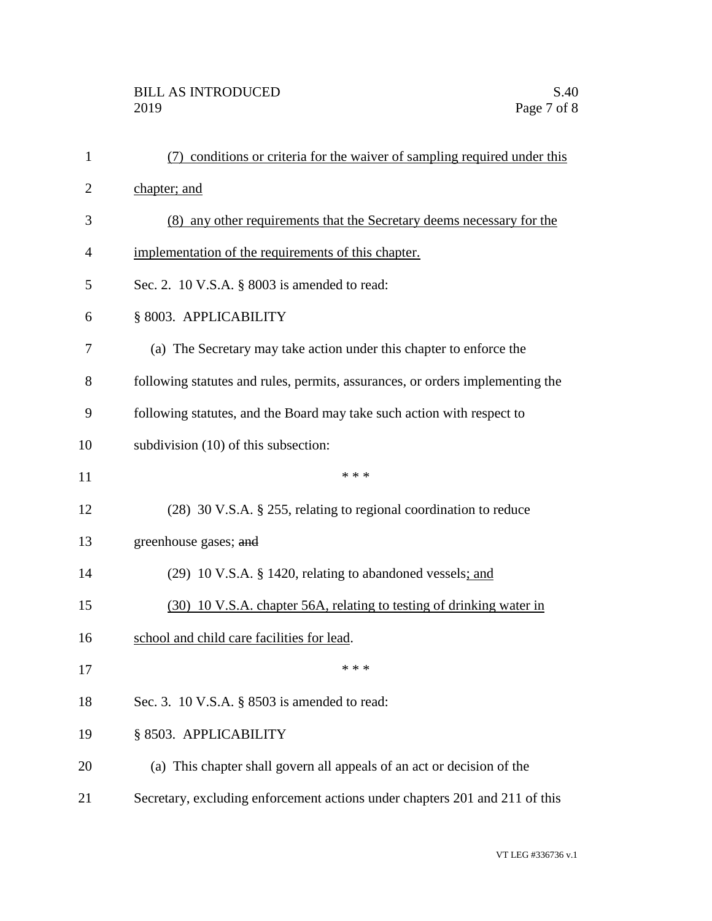(7) conditions or criteria for the waiver of sampling required under this chapter; and

(8) any other requirements that the Secretary deems necessary for the implementation of the requirements of this chapter.

Sec. 2. 10 V.S.A. § 8003 is amended to read:

§ 8003. APPLICABILITY

(a) The Secretary may take action under this chapter to enforce the following statutes and rules, permits, assurances, or orders implementing the following statutes, and the Board may take such action with respect to subdivision (10) of this subsection:

\* \* \*

(28) 30 V.S.A. § 255, relating to regional coordination to reduce greenhouse gases; ~~and~~

(29) 10 V.S.A. § 1420, relating to abandoned vessels; and

(30) 10 V.S.A. chapter 56A, relating to testing of drinking water in school and child care facilities for lead.

\* \* \*

Sec. 3. 10 V.S.A. § 8503 is amended to read:

§ 8503. APPLICABILITY

(a) This chapter shall govern all appeals of an act or decision of the Secretary, excluding enforcement actions under chapters 201 and 211 of this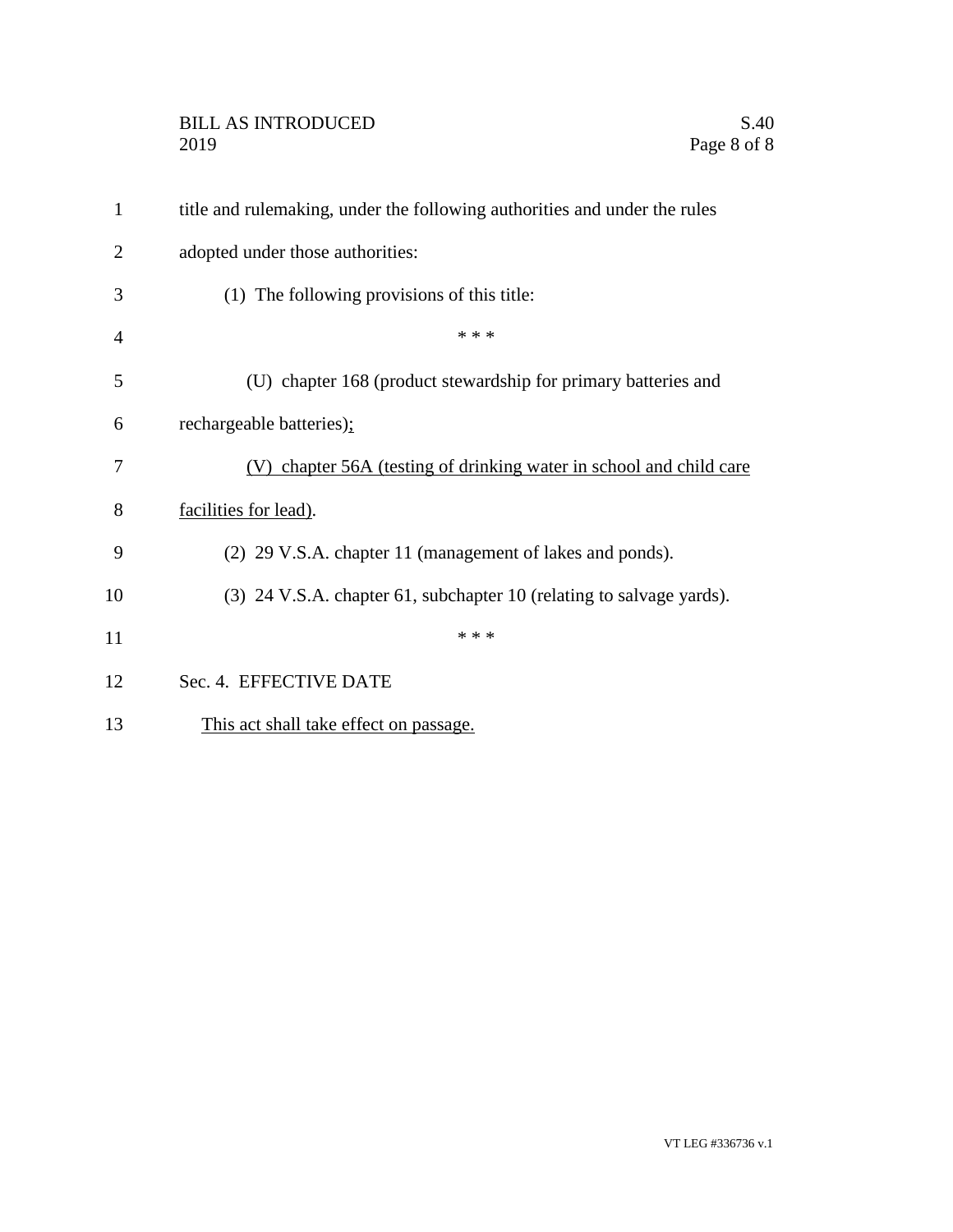title and rulemaking, under the following authorities and under the rules adopted under those authorities:

(1) The following provisions of this title:

\* \* \*

(U) chapter 168 (product stewardship for primary batteries and rechargeable batteries)<u>;</u>

<u>(V) chapter 56A (testing of drinking water in school and child care facilities for lead)</u>.

(2) 29 V.S.A. chapter 11 (management of lakes and ponds).

(3) 24 V.S.A. chapter 61, subchapter 10 (relating to salvage yards).

\* \* \*

Sec. 4. EFFECTIVE DATE

<u>This act shall take effect on passage.</u>